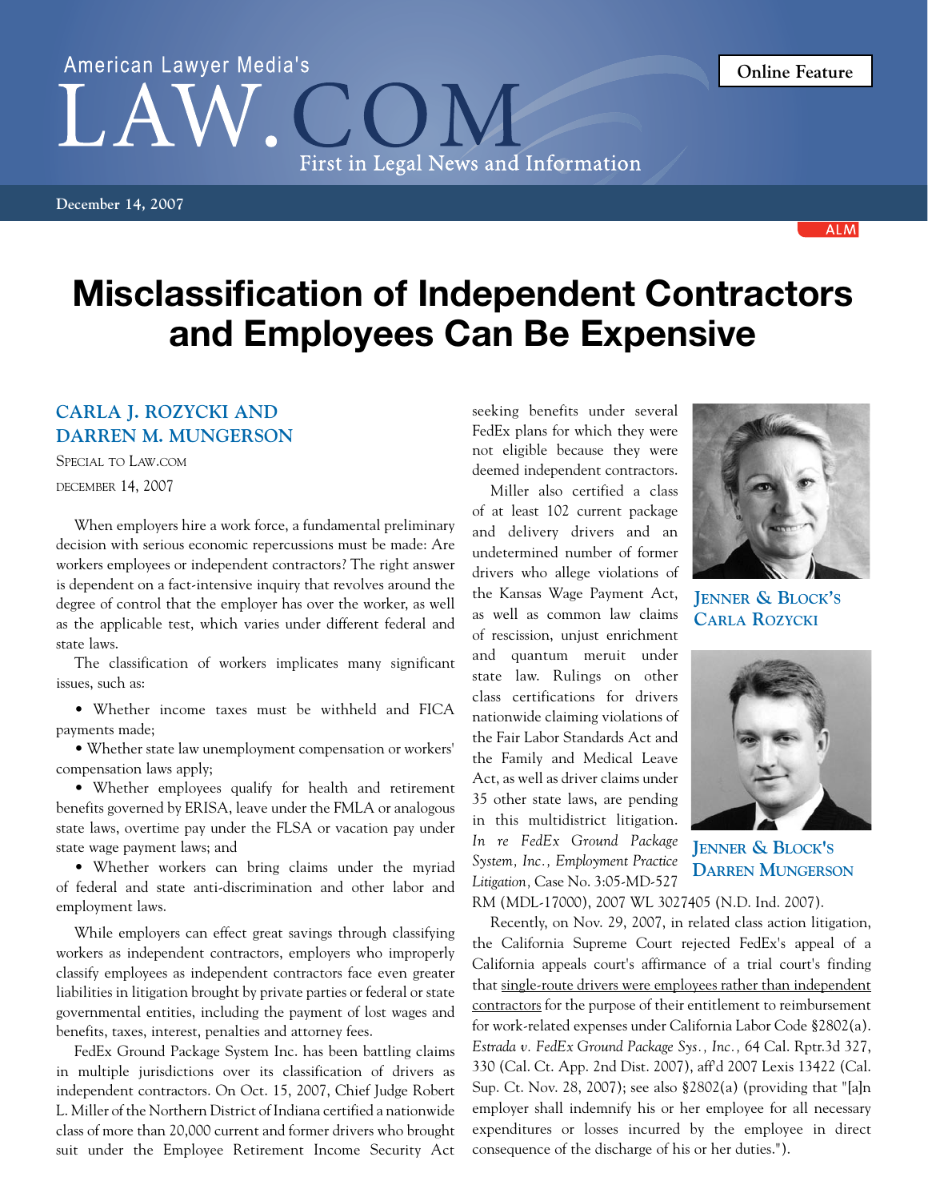# Misclassification of Independent Contractors and Employees Can Be Expensive

**CARLA J. ROZYCKI AND DARREN M. MUNGERSON**

SPECIAL TO LAW.COM

DECEMBER 14, 2007

JENNER & BLOCK'S CARLA ROZYCKI

JENNER & BLOCK'S DARREN MUNGERSON

When employers hire a work force, a fundamental preliminary decision with serious economic repercussions must be made: Are workers employees or independent contractors? The right answer is dependent on a fact-intensive inquiry that revolves around the degree of control that the employer has over the worker, as well as the applicable test, which varies under different federal and state laws.

The classification of workers implicates many significant issues, such as:

- Whether income taxes must be withheld and FICA payments made;
- Whether state law unemployment compensation or workers' compensation laws apply;
- Whether employees qualify for health and retirement benefits governed by ERISA, leave under the FMLA or analogous state laws, overtime pay under the FLSA or vacation pay under state wage payment laws; and
- Whether workers can bring claims under the myriad of federal and state anti-discrimination and other labor and employment laws.

While employers can effect great savings through classifying workers as independent contractors, employers who improperly classify employees as independent contractors face even greater liabilities in litigation brought by private parties or federal or state governmental entities, including the payment of lost wages and benefits, taxes, interest, penalties and attorney fees.

FedEx Ground Package System Inc. has been battling claims in multiple jurisdictions over its classification of drivers as independent contractors. On Oct. 15, 2007, Chief Judge Robert L. Miller of the Northern District of Indiana certified a nationwide class of more than 20,000 current and former drivers who brought suit under the Employee Retirement Income Security Act seeking benefits under several FedEx plans for which they were not eligible because they were deemed independent contractors.

Miller also certified a class of at least 102 current package and delivery drivers and an undetermined number of former drivers who allege violations of the Kansas Wage Payment Act, as well as common law claims of rescission, unjust enrichment and quantum meruit under state law. Rulings on other class certifications for drivers nationwide claiming violations of the Fair Labor Standards Act and the Family and Medical Leave Act, as well as driver claims under 35 other state laws, are pending in this multidistrict litigation. *In re FedEx Ground Package System, Inc., Employment Practice Litigation,* Case No. 3:05-MD-527 RM (MDL-17000), 2007 WL 3027405 (N.D. Ind. 2007).

Recently, on Nov. 29, 2007, in related class action litigation, the California Supreme Court rejected FedEx's appeal of a California appeals court's affirmance of a trial court's finding that single-route drivers were employees rather than independent contractors for the purpose of their entitlement to reimbursement for work-related expenses under California Labor Code §2802(a). *Estrada v. FedEx Ground Package Sys., Inc.,* 64 Cal. Rptr.3d 327, 330 (Cal. Ct. App. 2nd Dist. 2007), aff'd 2007 Lexis 13422 (Cal. Sup. Ct. Nov. 28, 2007); see also §2802(a) (providing that "[a]n employer shall indemnify his or her employee for all necessary expenditures or losses incurred by the employee in direct consequence of the discharge of his or her duties.").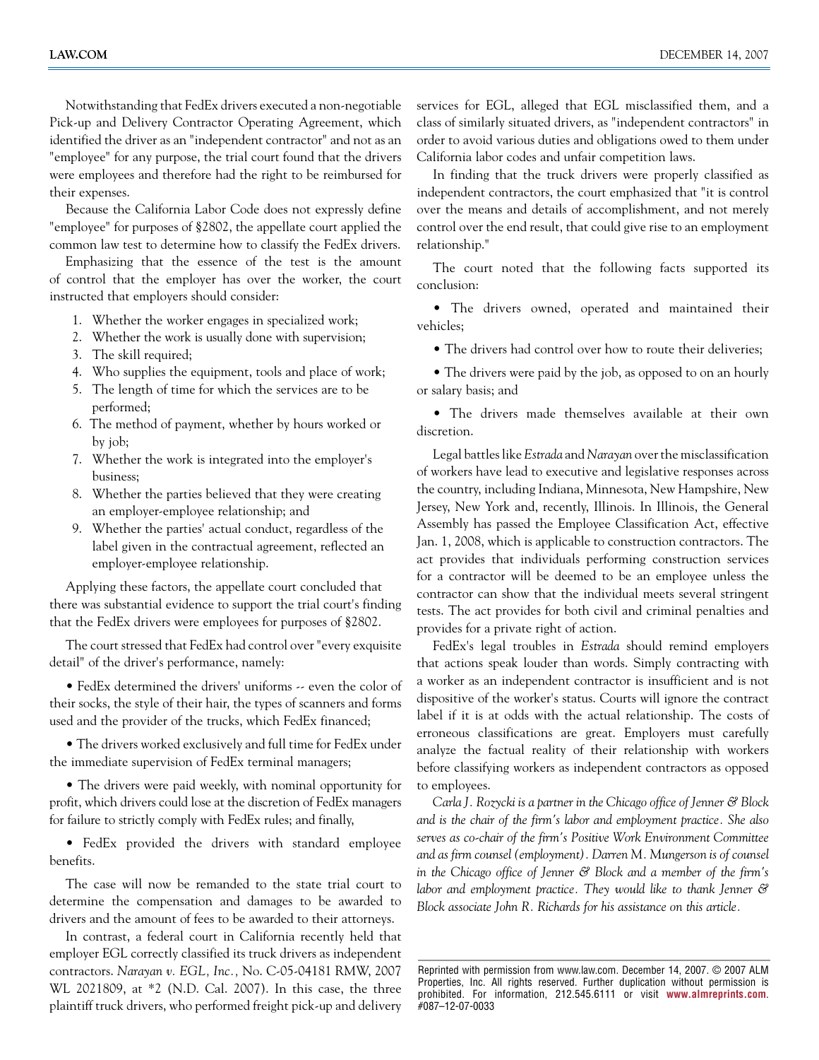Notwithstanding that FedEx drivers executed a non-negotiable Pick-up and Delivery Contractor Operating Agreement, which identified the driver as an "independent contractor" and not as an "employee" for any purpose, the trial court found that the drivers were employees and therefore had the right to be reimbursed for their expenses.

Because the California Labor Code does not expressly define "employee" for purposes of §2802, the appellate court applied the common law test to determine how to classify the FedEx drivers.

Emphasizing that the essence of the test is the amount of control that the employer has over the worker, the court instructed that employers should consider:

1. Whether the worker engages in specialized work;
2. Whether the work is usually done with supervision;
3. The skill required;
4. Who supplies the equipment, tools and place of work;
5. The length of time for which the services are to be performed;
6. The method of payment, whether by hours worked or by job;
7. Whether the work is integrated into the employer's business;
8. Whether the parties believed that they were creating an employer-employee relationship; and
9. Whether the parties' actual conduct, regardless of the label given in the contractual agreement, reflected an employer-employee relationship.

Applying these factors, the appellate court concluded that there was substantial evidence to support the trial court's finding that the FedEx drivers were employees for purposes of §2802.

The court stressed that FedEx had control over "every exquisite detail" of the driver's performance, namely:

- FedEx determined the drivers' uniforms -- even the color of their socks, the style of their hair, the types of scanners and forms used and the provider of the trucks, which FedEx financed;
- The drivers worked exclusively and full time for FedEx under the immediate supervision of FedEx terminal managers;
- The drivers were paid weekly, with nominal opportunity for profit, which drivers could lose at the discretion of FedEx managers for failure to strictly comply with FedEx rules; and finally,
- FedEx provided the drivers with standard employee benefits.

The case will now be remanded to the state trial court to determine the compensation and damages to be awarded to drivers and the amount of fees to be awarded to their attorneys.

In contrast, a federal court in California recently held that employer EGL correctly classified its truck drivers as independent contractors. *Narayan v. EGL, Inc.,* No. C-05-04181 RMW, 2007 WL 2021809, at *2 (N.D. Cal. 2007). In this case, the three plaintiff truck drivers, who performed freight pick-up and delivery services for EGL, alleged that EGL misclassified them, and a class of similarly situated drivers, as "independent contractors" in order to avoid various duties and obligations owed to them under California labor codes and unfair competition laws.

In finding that the truck drivers were properly classified as independent contractors, the court emphasized that "it is control over the means and details of accomplishment, and not merely control over the end result, that could give rise to an employment relationship."

The court noted that the following facts supported its conclusion:

- The drivers owned, operated and maintained their vehicles;
- The drivers had control over how to route their deliveries;
- The drivers were paid by the job, as opposed to on an hourly or salary basis; and
- The drivers made themselves available at their own discretion.

Legal battles like *Estrada* and *Narayan* over the misclassification of workers have lead to executive and legislative responses across the country, including Indiana, Minnesota, New Hampshire, New Jersey, New York and, recently, Illinois. In Illinois, the General Assembly has passed the Employee Classification Act, effective Jan. 1, 2008, which is applicable to construction contractors. The act provides that individuals performing construction services for a contractor will be deemed to be an employee unless the contractor can show that the individual meets several stringent tests. The act provides for both civil and criminal penalties and provides for a private right of action.

FedEx's legal troubles in *Estrada* should remind employers that actions speak louder than words. Simply contracting with a worker as an independent contractor is insufficient and is not dispositive of the worker's status. Courts will ignore the contract label if it is at odds with the actual relationship. The costs of erroneous classifications are great. Employers must carefully analyze the factual reality of their relationship with workers before classifying workers as independent contractors as opposed to employees.

*Carla J. Rozycki is a partner in the Chicago office of Jenner & Block and is the chair of the firm's labor and employment practice. She also serves as co-chair of the firm's Positive Work Environment Committee and as firm counsel (employment). Darren M. Mungerson is of counsel in the Chicago office of Jenner & Block and a member of the firm's labor and employment practice. They would like to thank Jenner & Block associate John R. Richards for his assistance on this article.*

Reprinted with permission from www.law.com. December 14, 2007. © 2007 ALM Properties, Inc. All rights reserved. Further duplication without permission is prohibited. For information, 212.545.6111 or visit **www.almreprints.com**. #087–12-07-0033